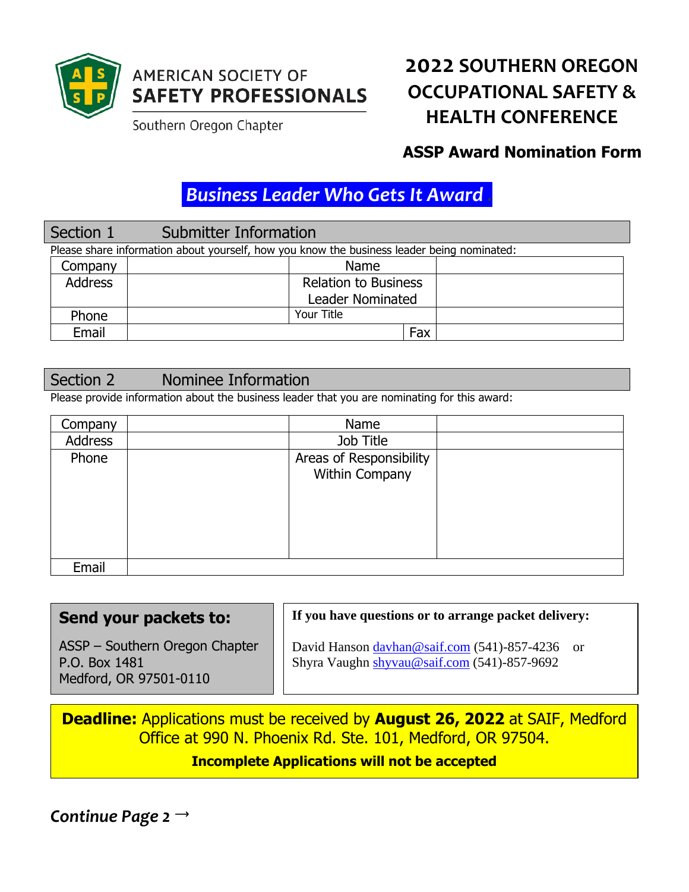AMERICAN SOCIETY OF
**SAFETY PROFESSIONALS**
Southern Oregon Chapter

# 2022 SOUTHERN OREGON OCCUPATIONAL SAFETY & HEALTH CONFERENCE

## ASSP Award Nomination Form

## *Business Leader Who Gets It Award*

### Section 1 Submitter Information

Please share information about yourself, how you know the business leader being nominated:

| Company | | Name | |
|---|---|---|---|
| Address | | Relation to Business Leader Nominated | |
| Phone | | Your Title | |
| Email | | Fax | |

### Section 2 Nominee Information

Please provide information about the business leader that you are nominating for this award:

| Company | | Name | |
|---|---|---|---|
| Address | | Job Title | |
| Phone | | Areas of Responsibility Within Company | |
| Email | | | |

**Send your packets to:**

ASSP – Southern Oregon Chapter
P.O. Box 1481
Medford, OR 97501-0110

**If you have questions or to arrange packet delivery:**

David Hanson davhan@saif.com (541)-857-4236 or
Shyra Vaughn shyvau@saif.com (541)-857-9692

**Deadline:** Applications must be received by **August 26, 2022** at SAIF, Medford Office at 990 N. Phoenix Rd. Ste. 101, Medford, OR 97504.

**Incomplete Applications will not be accepted**

*Continue Page 2* →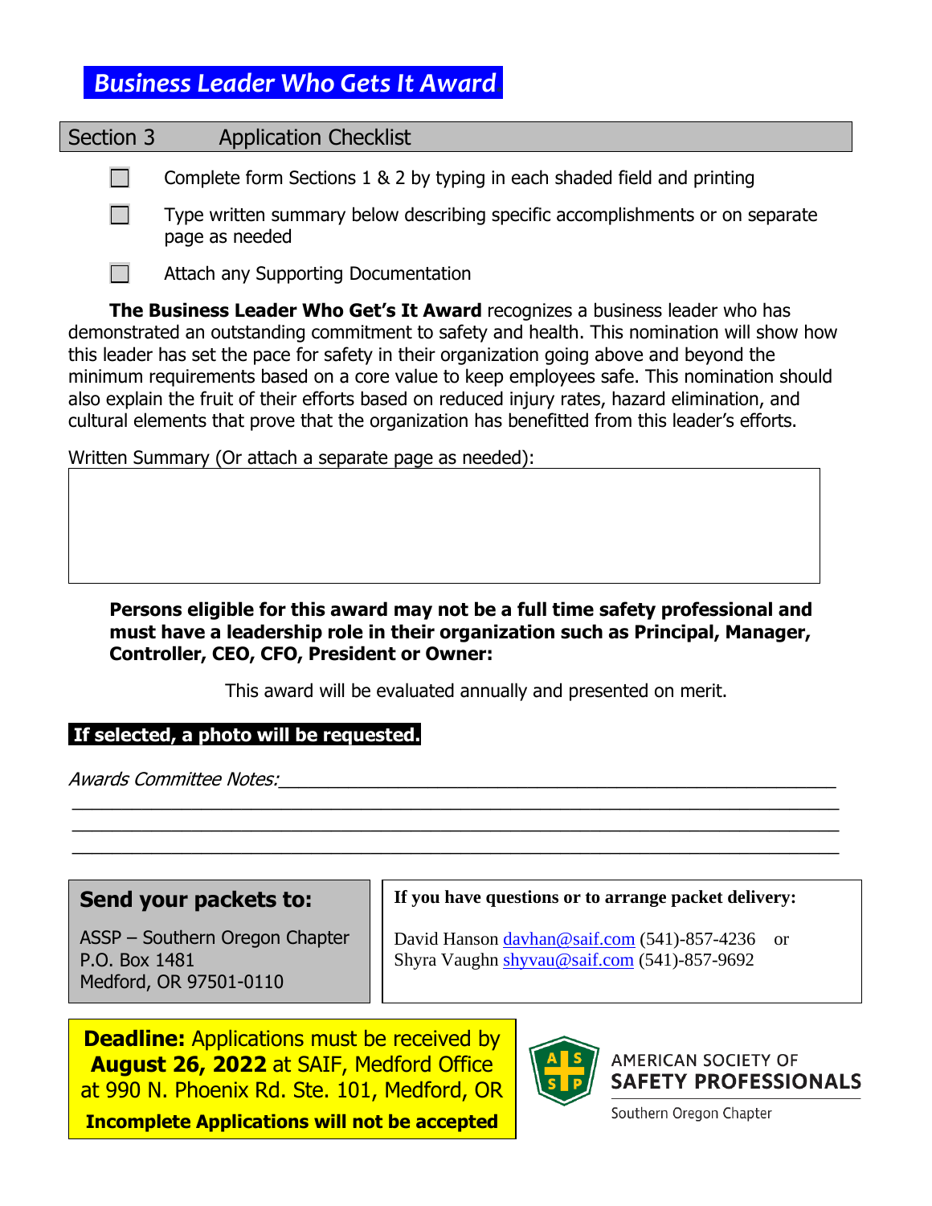# Business Leader Who Gets It Award

## Section 3 Application Checklist

- ☐ Complete form Sections 1 & 2 by typing in each shaded field and printing
- ☐ Type written summary below describing specific accomplishments or on separate page as needed
- ☐ Attach any Supporting Documentation

**The Business Leader Who Get's It Award** recognizes a business leader who has demonstrated an outstanding commitment to safety and health. This nomination will show how this leader has set the pace for safety in their organization going above and beyond the minimum requirements based on a core value to keep employees safe. This nomination should also explain the fruit of their efforts based on reduced injury rates, hazard elimination, and cultural elements that prove that the organization has benefitted from this leader's efforts.

Written Summary (Or attach a separate page as needed):

**Persons eligible for this award may not be a full time safety professional and must have a leadership role in their organization such as Principal, Manager, Controller, CEO, CFO, President or Owner:**

This award will be evaluated annually and presented on merit.

**If selected, a photo will be requested.**

*Awards Committee Notes:*\_\_\_\_\_\_\_\_\_\_\_\_\_\_\_\_\_\_\_\_\_\_\_\_\_\_\_\_\_\_\_\_\_\_\_\_\_\_\_\_\_\_\_\_\_\_\_\_

\_\_\_\_\_\_\_\_\_\_\_\_\_\_\_\_\_\_\_\_\_\_\_\_\_\_\_\_\_\_\_\_\_\_\_\_\_\_\_\_\_\_\_\_\_\_\_\_\_\_\_\_\_\_\_\_\_\_\_\_\_\_\_\_

\_\_\_\_\_\_\_\_\_\_\_\_\_\_\_\_\_\_\_\_\_\_\_\_\_\_\_\_\_\_\_\_\_\_\_\_\_\_\_\_\_\_\_\_\_\_\_\_\_\_\_\_\_\_\_\_\_\_\_\_\_\_\_\_

\_\_\_\_\_\_\_\_\_\_\_\_\_\_\_\_\_\_\_\_\_\_\_\_\_\_\_\_\_\_\_\_\_\_\_\_\_\_\_\_\_\_\_\_\_\_\_\_\_\_\_\_\_\_\_\_\_\_\_\_\_\_\_\_

**Send your packets to:**

ASSP – Southern Oregon Chapter
P.O. Box 1481
Medford, OR 97501-0110

**If you have questions or to arrange packet delivery:**

David Hanson davhan@saif.com (541)-857-4236 or
Shyra Vaughn shyvau@saif.com (541)-857-9692

**Deadline:** Applications must be received by **August 26, 2022** at SAIF, Medford Office at 990 N. Phoenix Rd. Ste. 101, Medford, OR

**Incomplete Applications will not be accepted**

AMERICAN SOCIETY OF SAFETY PROFESSIONALS
Southern Oregon Chapter